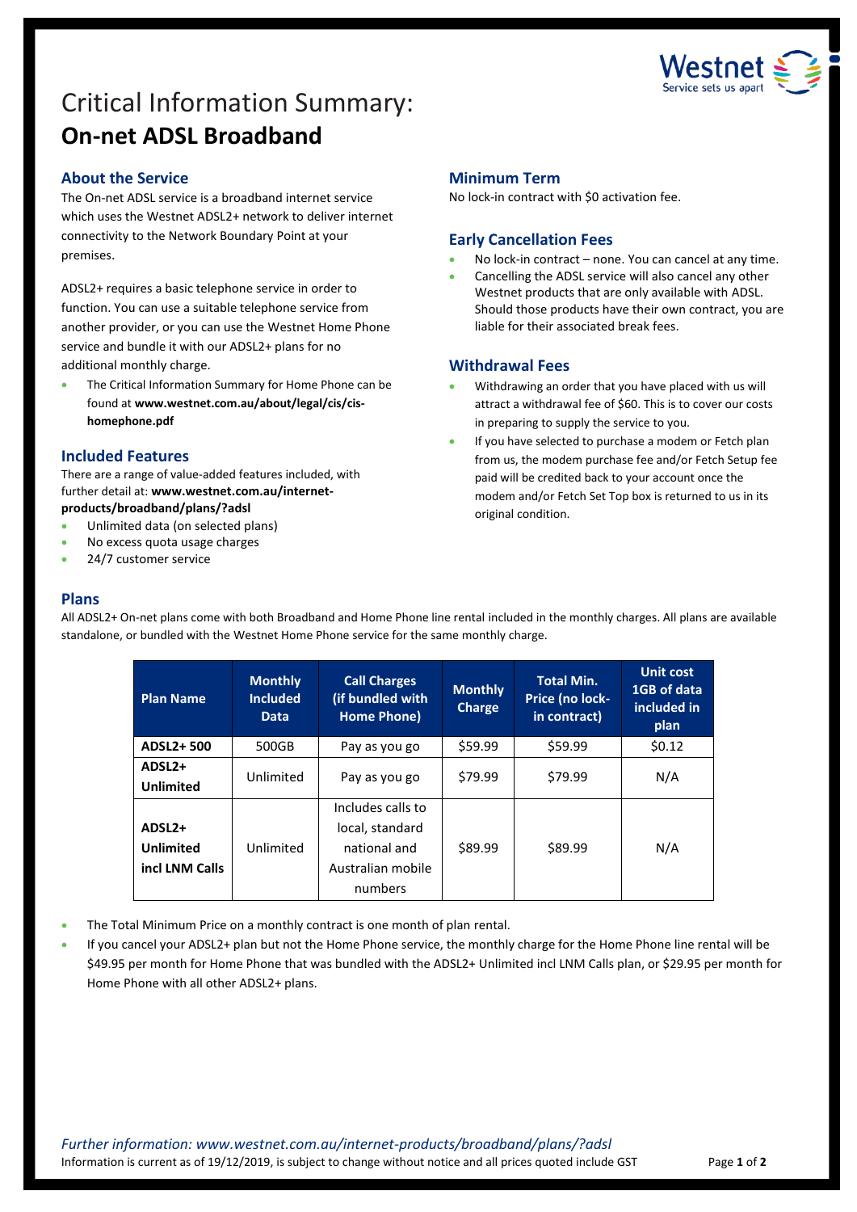# Critical Information Summary: **On-net ADSL Broadband**

## About the Service

The On-net ADSL service is a broadband internet service which uses the Westnet ADSL2+ network to deliver internet connectivity to the Network Boundary Point at your premises.

ADSL2+ requires a basic telephone service in order to function. You can use a suitable telephone service from another provider, or you can use the Westnet Home Phone service and bundle it with our ADSL2+ plans for no additional monthly charge.

- The Critical Information Summary for Home Phone can be found at **www.westnet.com.au/about/legal/cis/cis-homephone.pdf**

## Included Features

There are a range of value-added features included, with further detail at: **www.westnet.com.au/internet-products/broadband/plans/?adsl**

- Unlimited data (on selected plans)
- No excess quota usage charges
- 24/7 customer service

## Minimum Term

No lock-in contract with $0 activation fee.

## Early Cancellation Fees

- No lock-in contract – none. You can cancel at any time.
- Cancelling the ADSL service will also cancel any other Westnet products that are only available with ADSL. Should those products have their own contract, you are liable for their associated break fees.

## Withdrawal Fees

- Withdrawing an order that you have placed with us will attract a withdrawal fee of $60. This is to cover our costs in preparing to supply the service to you.
- If you have selected to purchase a modem or Fetch plan from us, the modem purchase fee and/or Fetch Setup fee paid will be credited back to your account once the modem and/or Fetch Set Top box is returned to us in its original condition.

## Plans

All ADSL2+ On-net plans come with both Broadband and Home Phone line rental included in the monthly charges. All plans are available standalone, or bundled with the Westnet Home Phone service for the same monthly charge.

| Plan Name | Monthly Included Data | Call Charges (if bundled with Home Phone) | Monthly Charge | Total Min. Price (no lock-in contract) | Unit cost 1GB of data included in plan |
|---|---|---|---|---|---|
| **ADSL2+ 500** | 500GB | Pay as you go | $59.99 | $59.99 | $0.12 |
| **ADSL2+ Unlimited** | Unlimited | Pay as you go | $79.99 | $79.99 | N/A |
| **ADSL2+ Unlimited incl LNM Calls** | Unlimited | Includes calls to local, standard national and Australian mobile numbers | $89.99 | $89.99 | N/A |

- The Total Minimum Price on a monthly contract is one month of plan rental.
- If you cancel your ADSL2+ plan but not the Home Phone service, the monthly charge for the Home Phone line rental will be $49.95 per month for Home Phone that was bundled with the ADSL2+ Unlimited incl LNM Calls plan, or $29.95 per month for Home Phone with all other ADSL2+ plans.

*Further information: www.westnet.com.au/internet-products/broadband/plans/?adsl*

Information is current as of 19/12/2019, is subject to change without notice and all prices quoted include GST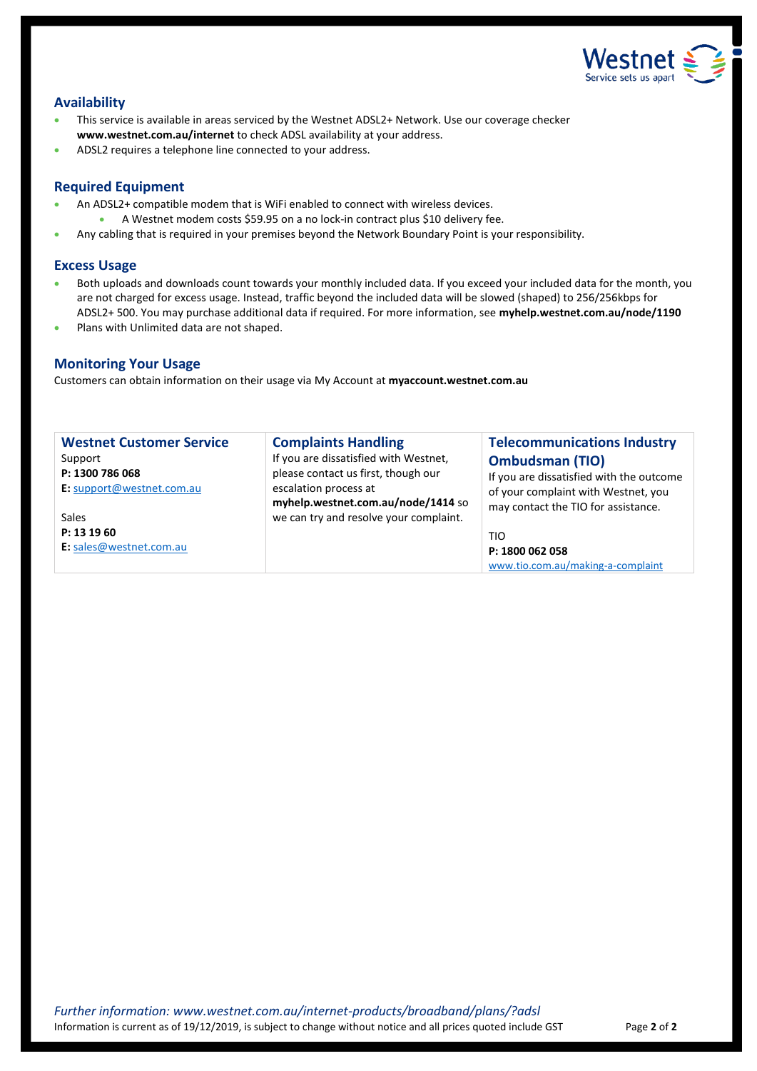## Availability

- This service is available in areas serviced by the Westnet ADSL2+ Network. Use our coverage checker **www.westnet.com.au/internet** to check ADSL availability at your address.
- ADSL2 requires a telephone line connected to your address.

## Required Equipment

- An ADSL2+ compatible modem that is WiFi enabled to connect with wireless devices.
  - A Westnet modem costs $59.95 on a no lock-in contract plus $10 delivery fee.
- Any cabling that is required in your premises beyond the Network Boundary Point is your responsibility.

## Excess Usage

- Both uploads and downloads count towards your monthly included data. If you exceed your included data for the month, you are not charged for excess usage. Instead, traffic beyond the included data will be slowed (shaped) to 256/256kbps for ADSL2+ 500. You may purchase additional data if required. For more information, see **myhelp.westnet.com.au/node/1190**
- Plans with Unlimited data are not shaped.

## Monitoring Your Usage

Customers can obtain information on their usage via My Account at **myaccount.westnet.com.au**

| Westnet Customer Service | Complaints Handling | Telecommunications Industry Ombudsman (TIO) |
| --- | --- | --- |
| Support<br>**P: 1300 786 068**<br>**E:** support@westnet.com.au<br><br>Sales<br>**P: 13 19 60**<br>**E:** sales@westnet.com.au | If you are dissatisfied with Westnet, please contact us first, though our escalation process at **myhelp.westnet.com.au/node/1414** so we can try and resolve your complaint. | If you are dissatisfied with the outcome of your complaint with Westnet, you may contact the TIO for assistance.<br><br>TIO<br>**P: 1800 062 058**<br>www.tio.com.au/making-a-complaint |

*Further information: www.westnet.com.au/internet-products/broadband/plans/?adsl*

Information is current as of 19/12/2019, is subject to change without notice and all prices quoted include GST